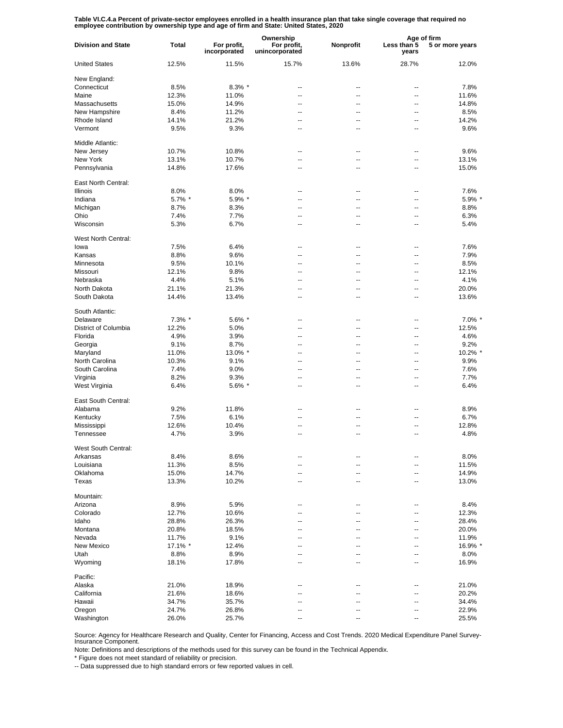**Table VI.C.4.a Percent of private-sector employees enrolled in a health insurance plan that take single coverage that required no employee contribution by ownership type and age of firm and State: United States, 2020**

| Division and State | Total | Ownership | | | Age of firm | |
|---|---|---|---|---|---|---|
| | | For profit, incorporated | For profit, unincorporated | Nonprofit | Less than 5 years | 5 or more years |
| United States | 12.5% | 11.5% | 15.7% | 13.6% | 28.7% | 12.0% |
| New England: | | | | | | |
| Connecticut | 8.5% | 8.3% * | -- | -- | -- | 7.8% |
| Maine | 12.3% | 11.0% | -- | -- | -- | 11.6% |
| Massachusetts | 15.0% | 14.9% | -- | -- | -- | 14.8% |
| New Hampshire | 8.4% | 11.2% | -- | -- | -- | 8.5% |
| Rhode Island | 14.1% | 21.2% | -- | -- | -- | 14.2% |
| Vermont | 9.5% | 9.3% | -- | -- | -- | 9.6% |
| Middle Atlantic: | | | | | | |
| New Jersey | 10.7% | 10.8% | -- | -- | -- | 9.6% |
| New York | 13.1% | 10.7% | -- | -- | -- | 13.1% |
| Pennsylvania | 14.8% | 17.6% | -- | -- | -- | 15.0% |
| East North Central: | | | | | | |
| Illinois | 8.0% | 8.0% | -- | -- | -- | 7.6% |
| Indiana | 5.7% * | 5.9% * | -- | -- | -- | 5.9% * |
| Michigan | 8.7% | 8.3% | -- | -- | -- | 8.8% |
| Ohio | 7.4% | 7.7% | -- | -- | -- | 6.3% |
| Wisconsin | 5.3% | 6.7% | -- | -- | -- | 5.4% |
| West North Central: | | | | | | |
| Iowa | 7.5% | 6.4% | -- | -- | -- | 7.6% |
| Kansas | 8.8% | 9.6% | -- | -- | -- | 7.9% |
| Minnesota | 9.5% | 10.1% | -- | -- | -- | 8.5% |
| Missouri | 12.1% | 9.8% | -- | -- | -- | 12.1% |
| Nebraska | 4.4% | 5.1% | -- | -- | -- | 4.1% |
| North Dakota | 21.1% | 21.3% | -- | -- | -- | 20.0% |
| South Dakota | 14.4% | 13.4% | -- | -- | -- | 13.6% |
| South Atlantic: | | | | | | |
| Delaware | 7.3% * | 5.6% * | -- | -- | -- | 7.0% * |
| District of Columbia | 12.2% | 5.0% | -- | -- | -- | 12.5% |
| Florida | 4.9% | 3.9% | -- | -- | -- | 4.6% |
| Georgia | 9.1% | 8.7% | -- | -- | -- | 9.2% |
| Maryland | 11.0% | 13.0% * | -- | -- | -- | 10.2% * |
| North Carolina | 10.3% | 9.1% | -- | -- | -- | 9.9% |
| South Carolina | 7.4% | 9.0% | -- | -- | -- | 7.6% |
| Virginia | 8.2% | 9.3% | -- | -- | -- | 7.7% |
| West Virginia | 6.4% | 5.6% * | -- | -- | -- | 6.4% |
| East South Central: | | | | | | |
| Alabama | 9.2% | 11.8% | -- | -- | -- | 8.9% |
| Kentucky | 7.5% | 6.1% | -- | -- | -- | 6.7% |
| Mississippi | 12.6% | 10.4% | -- | -- | -- | 12.8% |
| Tennessee | 4.7% | 3.9% | -- | -- | -- | 4.8% |
| West South Central: | | | | | | |
| Arkansas | 8.4% | 8.6% | -- | -- | -- | 8.0% |
| Louisiana | 11.3% | 8.5% | -- | -- | -- | 11.5% |
| Oklahoma | 15.0% | 14.7% | -- | -- | -- | 14.9% |
| Texas | 13.3% | 10.2% | -- | -- | -- | 13.0% |
| Mountain: | | | | | | |
| Arizona | 8.9% | 5.9% | -- | -- | -- | 8.4% |
| Colorado | 12.7% | 10.6% | -- | -- | -- | 12.3% |
| Idaho | 28.8% | 26.3% | -- | -- | -- | 28.4% |
| Montana | 20.8% | 18.5% | -- | -- | -- | 20.0% |
| Nevada | 11.7% | 9.1% | -- | -- | -- | 11.9% |
| New Mexico | 17.1% * | 12.4% | -- | -- | -- | 16.9% * |
| Utah | 8.8% | 8.9% | -- | -- | -- | 8.0% |
| Wyoming | 18.1% | 17.8% | -- | -- | -- | 16.9% |
| Pacific: | | | | | | |
| Alaska | 21.0% | 18.9% | -- | -- | -- | 21.0% |
| California | 21.6% | 18.6% | -- | -- | -- | 20.2% |
| Hawaii | 34.7% | 35.7% | -- | -- | -- | 34.4% |
| Oregon | 24.7% | 26.8% | -- | -- | -- | 22.9% |
| Washington | 26.0% | 25.7% | -- | -- | -- | 25.5% |

Source: Agency for Healthcare Research and Quality, Center for Financing, Access and Cost Trends. 2020 Medical Expenditure Panel Survey-Insurance Component.

Note: Definitions and descriptions of the methods used for this survey can be found in the Technical Appendix.

* Figure does not meet standard of reliability or precision.

-- Data suppressed due to high standard errors or few reported values in cell.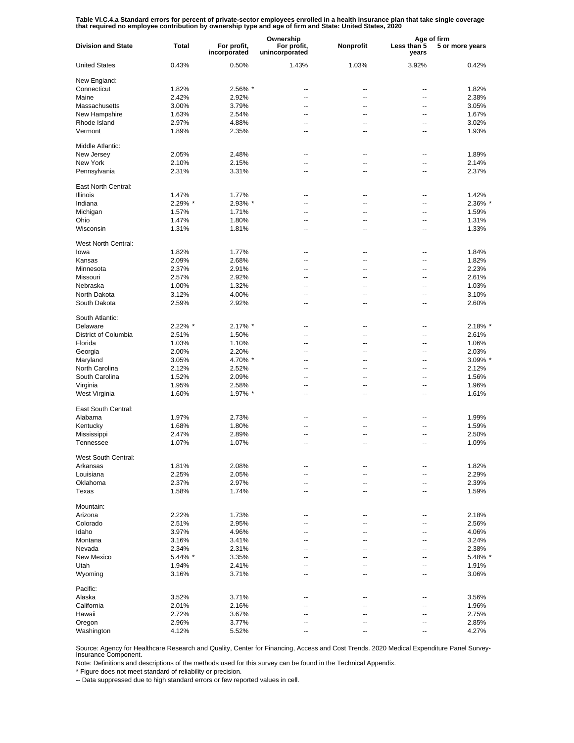**Table VI.C.4.a Standard errors for percent of private-sector employees enrolled in a health insurance plan that take single coverage that required no employee contribution by ownership type and age of firm and State: United States, 2020**

| Division and State | Total | Ownership: For profit, incorporated | Ownership: For profit, unincorporated | Ownership: Nonprofit | Age of firm: Less than 5 years | Age of firm: 5 or more years |
|---|---|---|---|---|---|---|
| United States | 0.43% | 0.50% | 1.43% | 1.03% | 3.92% | 0.42% |
| New England: | | | | | | |
| Connecticut | 1.82% | 2.56% * | -- | -- | -- | 1.82% |
| Maine | 2.42% | 2.92% | -- | -- | -- | 2.38% |
| Massachusetts | 3.00% | 3.79% | -- | -- | -- | 3.05% |
| New Hampshire | 1.63% | 2.54% | -- | -- | -- | 1.67% |
| Rhode Island | 2.97% | 4.88% | -- | -- | -- | 3.02% |
| Vermont | 1.89% | 2.35% | -- | -- | -- | 1.93% |
| Middle Atlantic: | | | | | | |
| New Jersey | 2.05% | 2.48% | -- | -- | -- | 1.89% |
| New York | 2.10% | 2.15% | -- | -- | -- | 2.14% |
| Pennsylvania | 2.31% | 3.31% | -- | -- | -- | 2.37% |
| East North Central: | | | | | | |
| Illinois | 1.47% | 1.77% | -- | -- | -- | 1.42% |
| Indiana | 2.29% * | 2.93% * | -- | -- | -- | 2.36% * |
| Michigan | 1.57% | 1.71% | -- | -- | -- | 1.59% |
| Ohio | 1.47% | 1.80% | -- | -- | -- | 1.31% |
| Wisconsin | 1.31% | 1.81% | -- | -- | -- | 1.33% |
| West North Central: | | | | | | |
| Iowa | 1.82% | 1.77% | -- | -- | -- | 1.84% |
| Kansas | 2.09% | 2.68% | -- | -- | -- | 1.82% |
| Minnesota | 2.37% | 2.91% | -- | -- | -- | 2.23% |
| Missouri | 2.57% | 2.92% | -- | -- | -- | 2.61% |
| Nebraska | 1.00% | 1.32% | -- | -- | -- | 1.03% |
| North Dakota | 3.12% | 4.00% | -- | -- | -- | 3.10% |
| South Dakota | 2.59% | 2.92% | -- | -- | -- | 2.60% |
| South Atlantic: | | | | | | |
| Delaware | 2.22% * | 2.17% * | -- | -- | -- | 2.18% * |
| District of Columbia | 2.51% | 1.50% | -- | -- | -- | 2.61% |
| Florida | 1.03% | 1.10% | -- | -- | -- | 1.06% |
| Georgia | 2.00% | 2.20% | -- | -- | -- | 2.03% |
| Maryland | 3.05% | 4.70% * | -- | -- | -- | 3.09% * |
| North Carolina | 2.12% | 2.52% | -- | -- | -- | 2.12% |
| South Carolina | 1.52% | 2.09% | -- | -- | -- | 1.56% |
| Virginia | 1.95% | 2.58% | -- | -- | -- | 1.96% |
| West Virginia | 1.60% | 1.97% * | -- | -- | -- | 1.61% |
| East South Central: | | | | | | |
| Alabama | 1.97% | 2.73% | -- | -- | -- | 1.99% |
| Kentucky | 1.68% | 1.80% | -- | -- | -- | 1.59% |
| Mississippi | 2.47% | 2.89% | -- | -- | -- | 2.50% |
| Tennessee | 1.07% | 1.07% | -- | -- | -- | 1.09% |
| West South Central: | | | | | | |
| Arkansas | 1.81% | 2.08% | -- | -- | -- | 1.82% |
| Louisiana | 2.25% | 2.05% | -- | -- | -- | 2.29% |
| Oklahoma | 2.37% | 2.97% | -- | -- | -- | 2.39% |
| Texas | 1.58% | 1.74% | -- | -- | -- | 1.59% |
| Mountain: | | | | | | |
| Arizona | 2.22% | 1.73% | -- | -- | -- | 2.18% |
| Colorado | 2.51% | 2.95% | -- | -- | -- | 2.56% |
| Idaho | 3.97% | 4.96% | -- | -- | -- | 4.06% |
| Montana | 3.16% | 3.41% | -- | -- | -- | 3.24% |
| Nevada | 2.34% | 2.31% | -- | -- | -- | 2.38% |
| New Mexico | 5.44% * | 3.35% | -- | -- | -- | 5.48% * |
| Utah | 1.94% | 2.41% | -- | -- | -- | 1.91% |
| Wyoming | 3.16% | 3.71% | -- | -- | -- | 3.06% |
| Pacific: | | | | | | |
| Alaska | 3.52% | 3.71% | -- | -- | -- | 3.56% |
| California | 2.01% | 2.16% | -- | -- | -- | 1.96% |
| Hawaii | 2.72% | 3.67% | -- | -- | -- | 2.75% |
| Oregon | 2.96% | 3.77% | -- | -- | -- | 2.85% |
| Washington | 4.12% | 5.52% | -- | -- | -- | 4.27% |

Source: Agency for Healthcare Research and Quality, Center for Financing, Access and Cost Trends. 2020 Medical Expenditure Panel Survey-Insurance Component.

Note: Definitions and descriptions of the methods used for this survey can be found in the Technical Appendix.

* Figure does not meet standard of reliability or precision.

-- Data suppressed due to high standard errors or few reported values in cell.